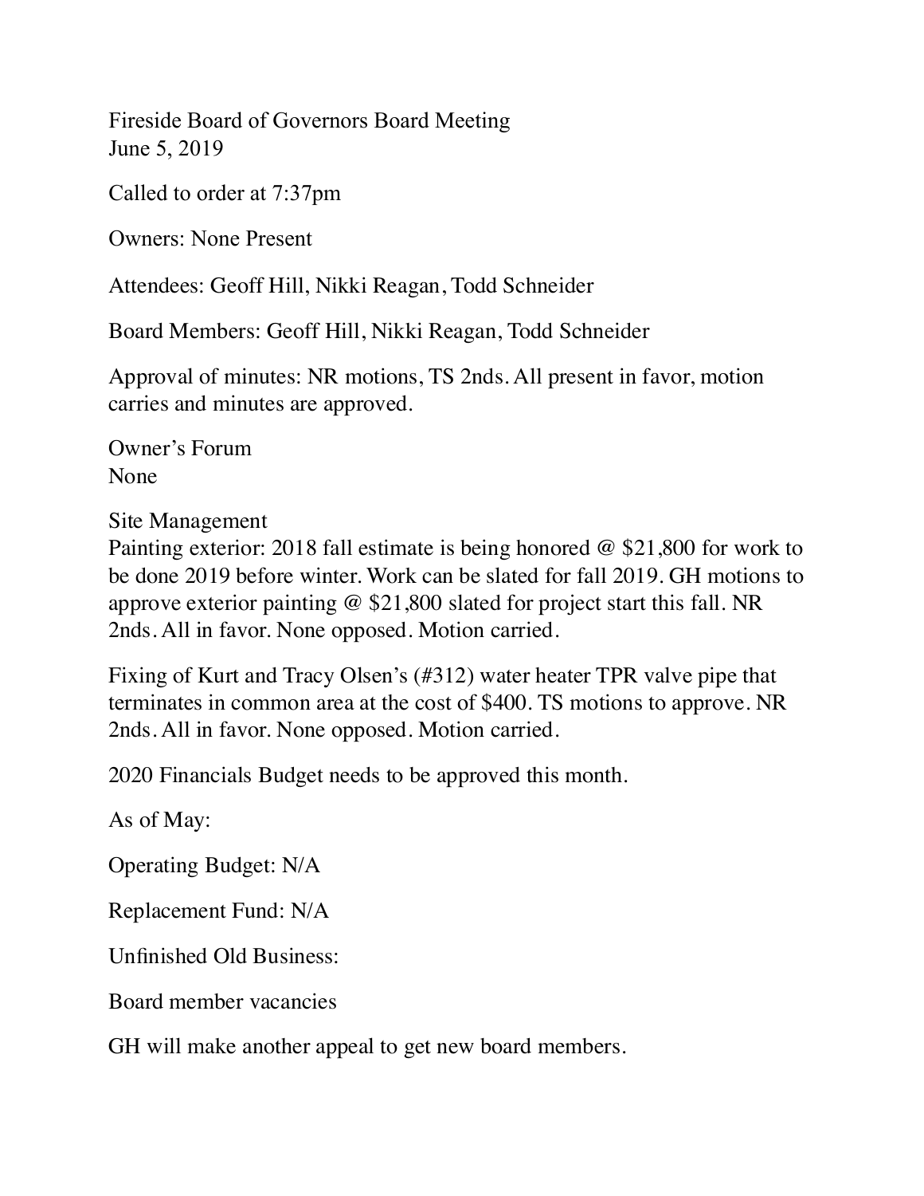Fireside Board of Governors Board Meeting
June 5, 2019

Called to order at 7:37pm

Owners: None Present

Attendees: Geoff Hill, Nikki Reagan, Todd Schneider

Board Members: Geoff Hill, Nikki Reagan, Todd Schneider

Approval of minutes: NR motions, TS 2nds. All present in favor, motion carries and minutes are approved.

Owner's Forum
None

Site Management
Painting exterior: 2018 fall estimate is being honored @ $21,800 for work to be done 2019 before winter. Work can be slated for fall 2019. GH motions to approve exterior painting @ $21,800 slated for project start this fall. NR 2nds. All in favor. None opposed. Motion carried.

Fixing of Kurt and Tracy Olsen's (#312) water heater TPR valve pipe that terminates in common area at the cost of $400. TS motions to approve. NR 2nds. All in favor. None opposed. Motion carried.

2020 Financials Budget needs to be approved this month.

As of May:

Operating Budget: N/A

Replacement Fund: N/A

Unfinished Old Business:

Board member vacancies

GH will make another appeal to get new board members.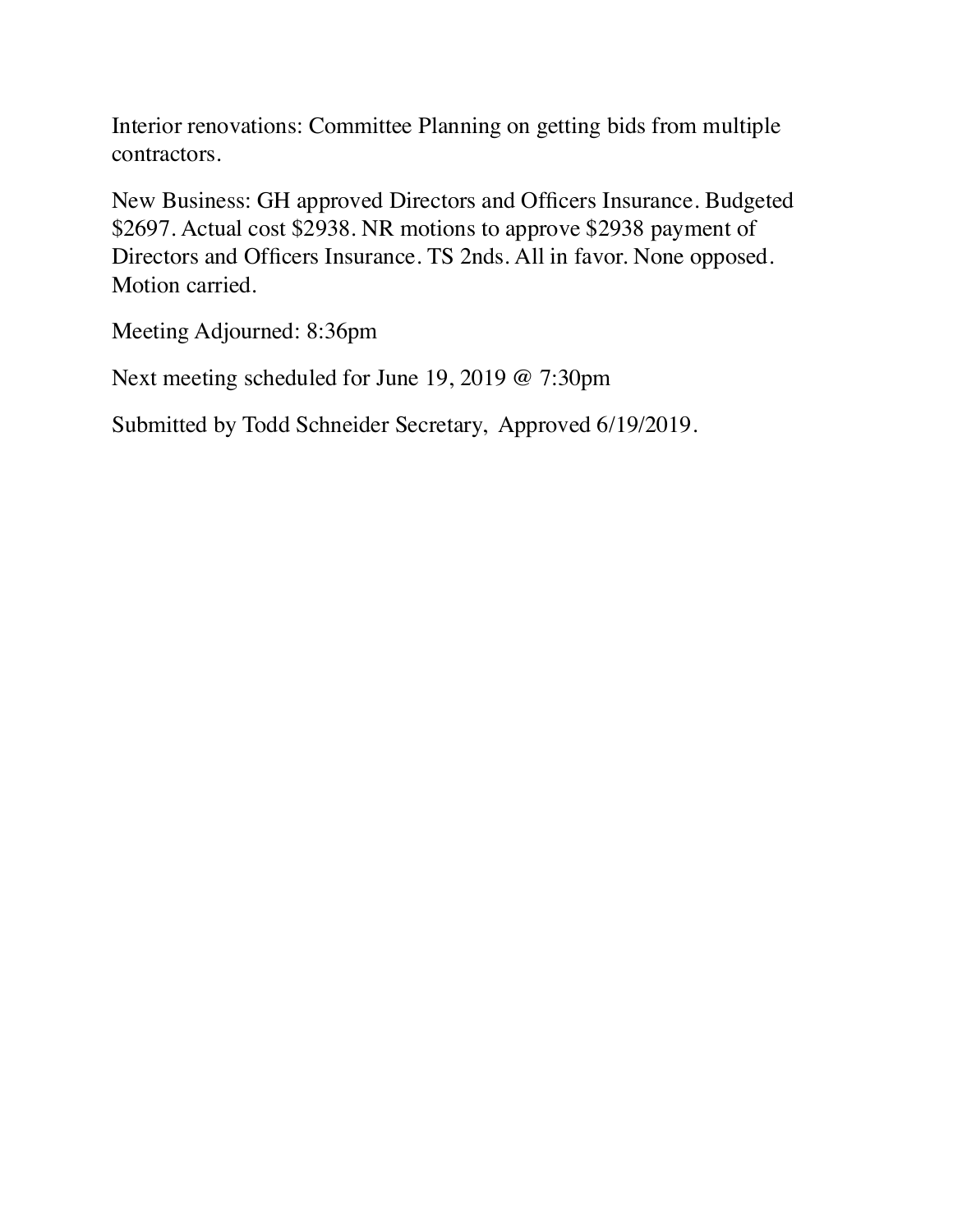Interior renovations: Committee Planning on getting bids from multiple contractors.

New Business: GH approved Directors and Officers Insurance. Budgeted $2697. Actual cost $2938. NR motions to approve $2938 payment of Directors and Officers Insurance. TS 2nds. All in favor. None opposed. Motion carried.

Meeting Adjourned: 8:36pm

Next meeting scheduled for June 19, 2019 @ 7:30pm

Submitted by Todd Schneider Secretary, Approved 6/19/2019.